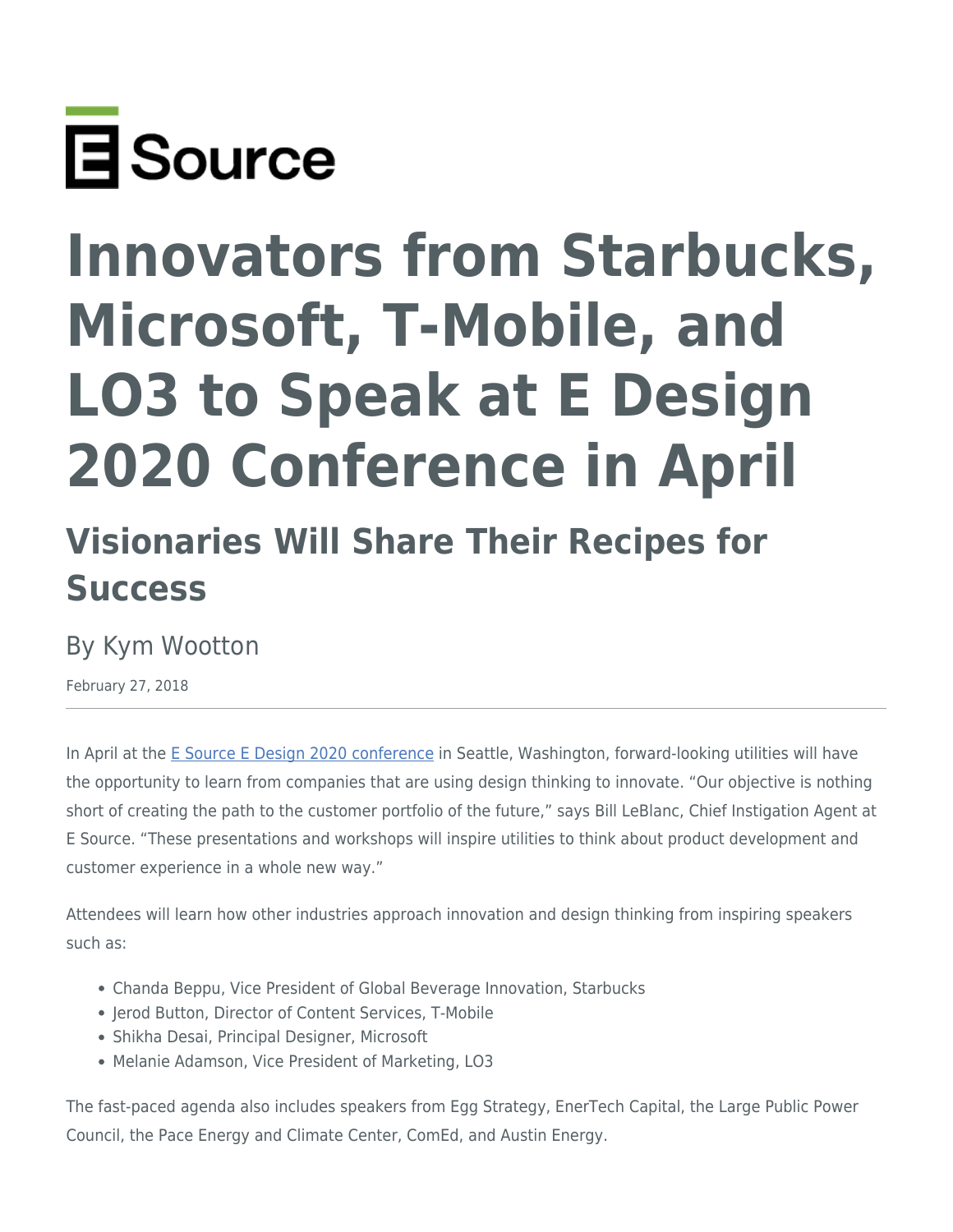E Source

# Innovators from Starbucks, Microsoft, T-Mobile, and LO3 to Speak at E Design 2020 Conference in April

## Visionaries Will Share Their Recipes for Success

By Kym Wootton

February 27, 2018

In April at the E Source E Design 2020 conference in Seattle, Washington, forward-looking utilities will have the opportunity to learn from companies that are using design thinking to innovate. "Our objective is nothing short of creating the path to the customer portfolio of the future," says Bill LeBlanc, Chief Instigation Agent at E Source. "These presentations and workshops will inspire utilities to think about product development and customer experience in a whole new way."

Attendees will learn how other industries approach innovation and design thinking from inspiring speakers such as:

- Chanda Beppu, Vice President of Global Beverage Innovation, Starbucks
- Jerod Button, Director of Content Services, T-Mobile
- Shikha Desai, Principal Designer, Microsoft
- Melanie Adamson, Vice President of Marketing, LO3

The fast-paced agenda also includes speakers from Egg Strategy, EnerTech Capital, the Large Public Power Council, the Pace Energy and Climate Center, ComEd, and Austin Energy.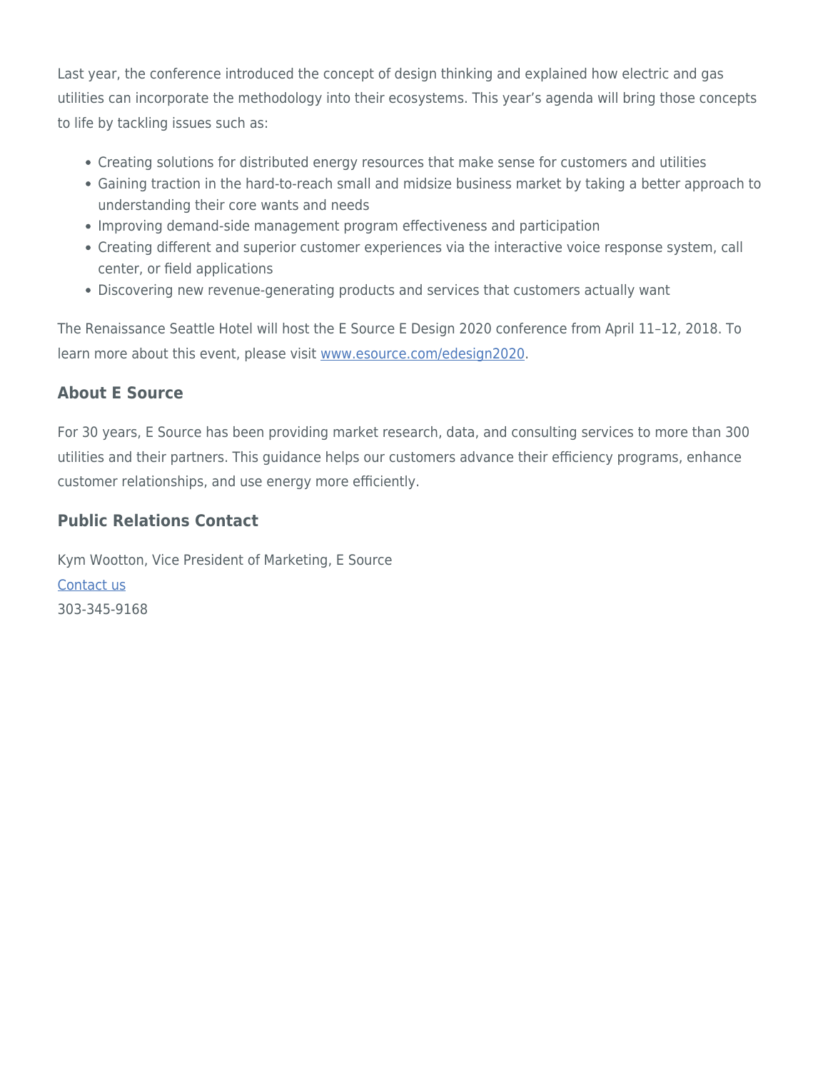Last year, the conference introduced the concept of design thinking and explained how electric and gas utilities can incorporate the methodology into their ecosystems. This year's agenda will bring those concepts to life by tackling issues such as:

- Creating solutions for distributed energy resources that make sense for customers and utilities
- Gaining traction in the hard-to-reach small and midsize business market by taking a better approach to understanding their core wants and needs
- Improving demand-side management program effectiveness and participation
- Creating different and superior customer experiences via the interactive voice response system, call center, or field applications
- Discovering new revenue-generating products and services that customers actually want

The Renaissance Seattle Hotel will host the E Source E Design 2020 conference from April 11–12, 2018. To learn more about this event, please visit [www.esource.com/edesign2020](www.esource.com/edesign2020).

### About E Source

For 30 years, E Source has been providing market research, data, and consulting services to more than 300 utilities and their partners. This guidance helps our customers advance their efficiency programs, enhance customer relationships, and use energy more efficiently.

### Public Relations Contact

Kym Wootton, Vice President of Marketing, E Source
Contact us
303-345-9168